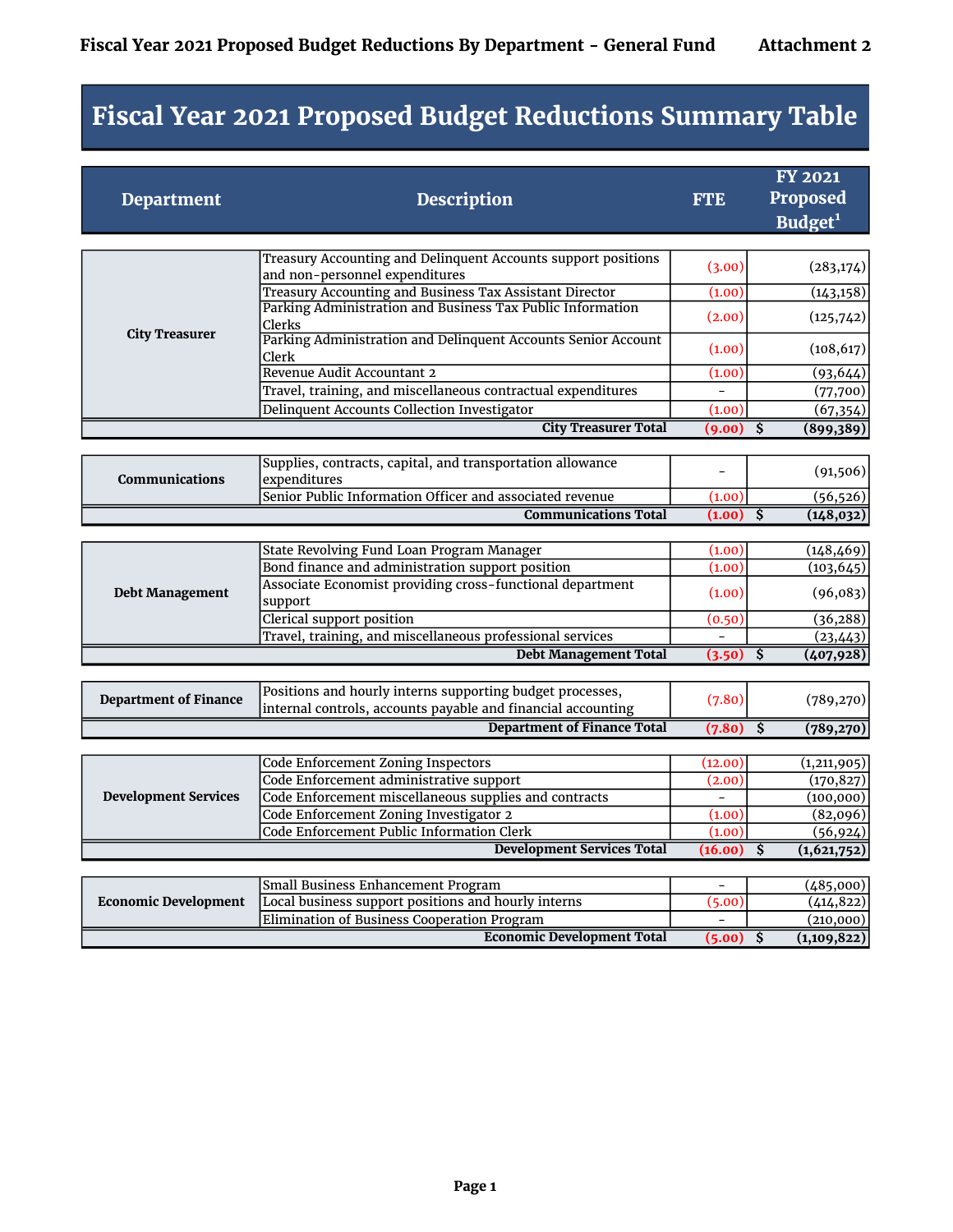# Fiscal Year 2021 Proposed Budget Reductions By Department - General Fund

Attachment 2

## Fiscal Year 2021 Proposed Budget Reductions Summary Table

| Department | Description | FTE | FY 2021 Proposed Budget[1] |
|---|---|---|---|
| City Treasurer | Treasury Accounting and Delinquent Accounts support positions and non-personnel expenditures | (3.00) | (283,174) |
| | Treasury Accounting and Business Tax Assistant Director | (1.00) | (143,158) |
| | Parking Administration and Business Tax Public Information Clerks | (2.00) | (125,742) |
| | Parking Administration and Delinquent Accounts Senior Account Clerk | (1.00) | (108,617) |
| | Revenue Audit Accountant 2 | (1.00) | (93,644) |
| | Travel, training, and miscellaneous contractual expenditures | - | (77,700) |
| | Delinquent Accounts Collection Investigator | (1.00) | (67,354) |
| | **City Treasurer Total** | **(9.00)** | **$ (899,389)** |
| Communications | Supplies, contracts, capital, and transportation allowance expenditures | - | (91,506) |
| | Senior Public Information Officer and associated revenue | (1.00) | (56,526) |
| | **Communications Total** | **(1.00)** | **$ (148,032)** |
| Debt Management | State Revolving Fund Loan Program Manager | (1.00) | (148,469) |
| | Bond finance and administration support position | (1.00) | (103,645) |
| | Associate Economist providing cross-functional department support | (1.00) | (96,083) |
| | Clerical support position | (0.50) | (36,288) |
| | Travel, training, and miscellaneous professional services | - | (23,443) |
| | **Debt Management Total** | **(3.50)** | **$ (407,928)** |
| Department of Finance | Positions and hourly interns supporting budget processes, internal controls, accounts payable and financial accounting | (7.80) | (789,270) |
| | **Department of Finance Total** | **(7.80)** | **$ (789,270)** |
| Development Services | Code Enforcement Zoning Inspectors | (12.00) | (1,211,905) |
| | Code Enforcement administrative support | (2.00) | (170,827) |
| | Code Enforcement miscellaneous supplies and contracts | - | (100,000) |
| | Code Enforcement Zoning Investigator 2 | (1.00) | (82,096) |
| | Code Enforcement Public Information Clerk | (1.00) | (56,924) |
| | **Development Services Total** | **(16.00)** | **$ (1,621,752)** |
| Economic Development | Small Business Enhancement Program | - | (485,000) |
| | Local business support positions and hourly interns | (5.00) | (414,822) |
| | Elimination of Business Cooperation Program | - | (210,000) |
| | **Economic Development Total** | **(5.00)** | **$ (1,109,822)** |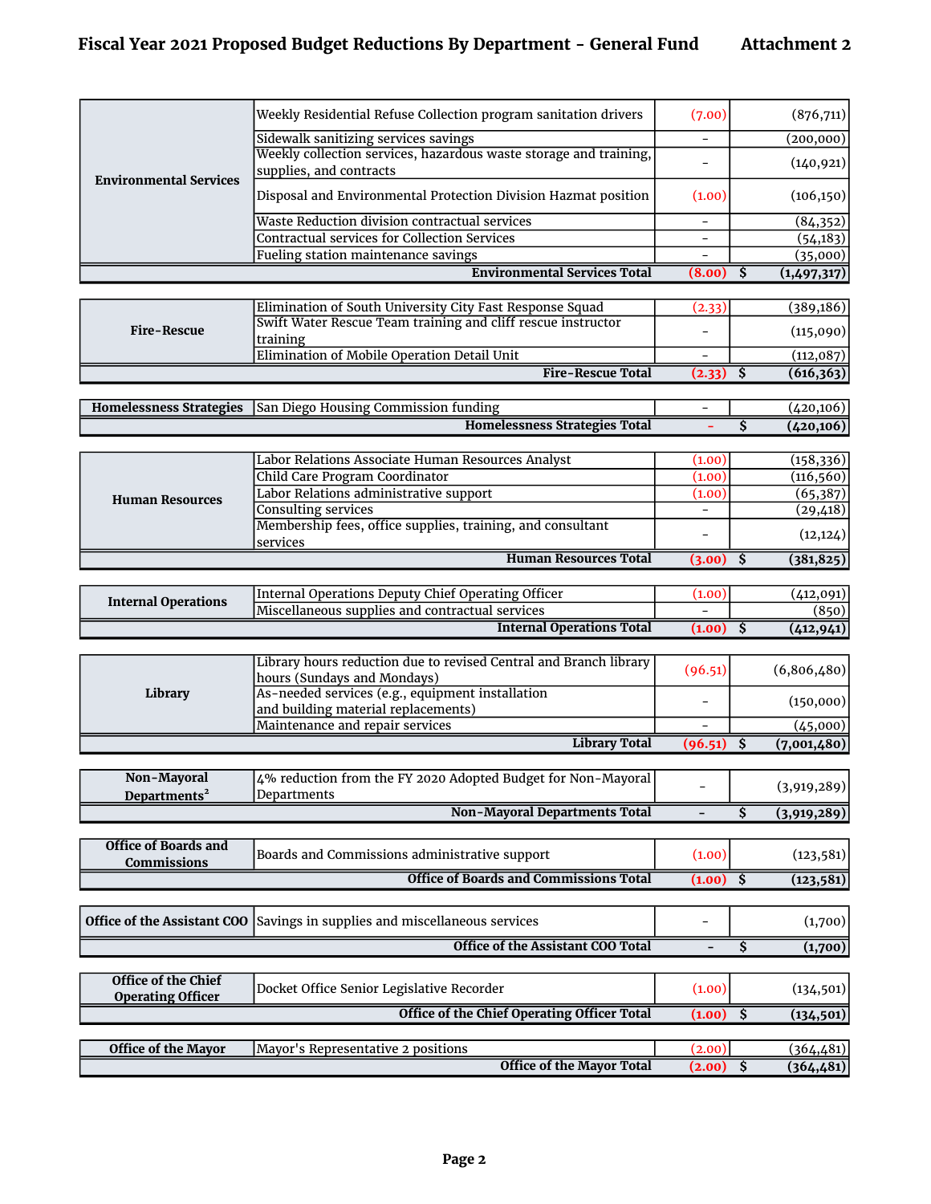# Fiscal Year 2021 Proposed Budget Reductions By Department - General Fund

Attachment 2

| | | | |
|---|---|---|---|
| **Environmental Services** | Weekly Residential Refuse Collection program sanitation drivers | (7.00) | (876,711) |
| | Sidewalk sanitizing services savings | - | (200,000) |
| | Weekly collection services, hazardous waste storage and training, supplies, and contracts | - | (140,921) |
| | Disposal and Environmental Protection Division Hazmat position | (1.00) | (106,150) |
| | Waste Reduction division contractual services | - | (84,352) |
| | Contractual services for Collection Services | - | (54,183) |
| | Fueling station maintenance savings | - | (35,000) |
| | **Environmental Services Total** | **(8.00)** | **$ (1,497,317)** |

| | | | |
|---|---|---|---|
| **Fire-Rescue** | Elimination of South University City Fast Response Squad | (2.33) | (389,186) |
| | Swift Water Rescue Team training and cliff rescue instructor training | - | (115,090) |
| | Elimination of Mobile Operation Detail Unit | - | (112,087) |
| | **Fire-Rescue Total** | **(2.33)** | **$ (616,363)** |

| | | | |
|---|---|---|---|
| **Homelessness Strategies** | San Diego Housing Commission funding | - | (420,106) |
| | **Homelessness Strategies Total** | **-** | **$ (420,106)** |

| | | | |
|---|---|---|---|
| **Human Resources** | Labor Relations Associate Human Resources Analyst | (1.00) | (158,336) |
| | Child Care Program Coordinator | (1.00) | (116,560) |
| | Labor Relations administrative support | (1.00) | (65,387) |
| | Consulting services | - | (29,418) |
| | Membership fees, office supplies, training, and consultant services | - | (12,124) |
| | **Human Resources Total** | **(3.00)** | **$ (381,825)** |

| | | | |
|---|---|---|---|
| **Internal Operations** | Internal Operations Deputy Chief Operating Officer | (1.00) | (412,091) |
| | Miscellaneous supplies and contractual services | - | (850) |
| | **Internal Operations Total** | **(1.00)** | **$ (412,941)** |

| | | | |
|---|---|---|---|
| **Library** | Library hours reduction due to revised Central and Branch library hours (Sundays and Mondays) | (96.51) | (6,806,480) |
| | As-needed services (e.g., equipment installation and building material replacements) | - | (150,000) |
| | Maintenance and repair services | - | (45,000) |
| | **Library Total** | **(96.51)** | **$ (7,001,480)** |

| | | | |
|---|---|---|---|
| **Non-Mayoral Departments**[2] | 4% reduction from the FY 2020 Adopted Budget for Non-Mayoral Departments | - | (3,919,289) |
| | **Non-Mayoral Departments Total** | **-** | **$ (3,919,289)** |

| | | | |
|---|---|---|---|
| **Office of Boards and Commissions** | Boards and Commissions administrative support | (1.00) | (123,581) |
| | **Office of Boards and Commissions Total** | **(1.00)** | **$ (123,581)** |

| | | | |
|---|---|---|---|
| **Office of the Assistant COO** | Savings in supplies and miscellaneous services | - | (1,700) |
| | **Office of the Assistant COO Total** | **-** | **$ (1,700)** |

| | | | |
|---|---|---|---|
| **Office of the Chief Operating Officer** | Docket Office Senior Legislative Recorder | (1.00) | (134,501) |
| | **Office of the Chief Operating Officer Total** | **(1.00)** | **$ (134,501)** |

| | | | |
|---|---|---|---|
| **Office of the Mayor** | Mayor's Representative 2 positions | (2.00) | (364,481) |
| | **Office of the Mayor Total** | **(2.00)** | **$ (364,481)** |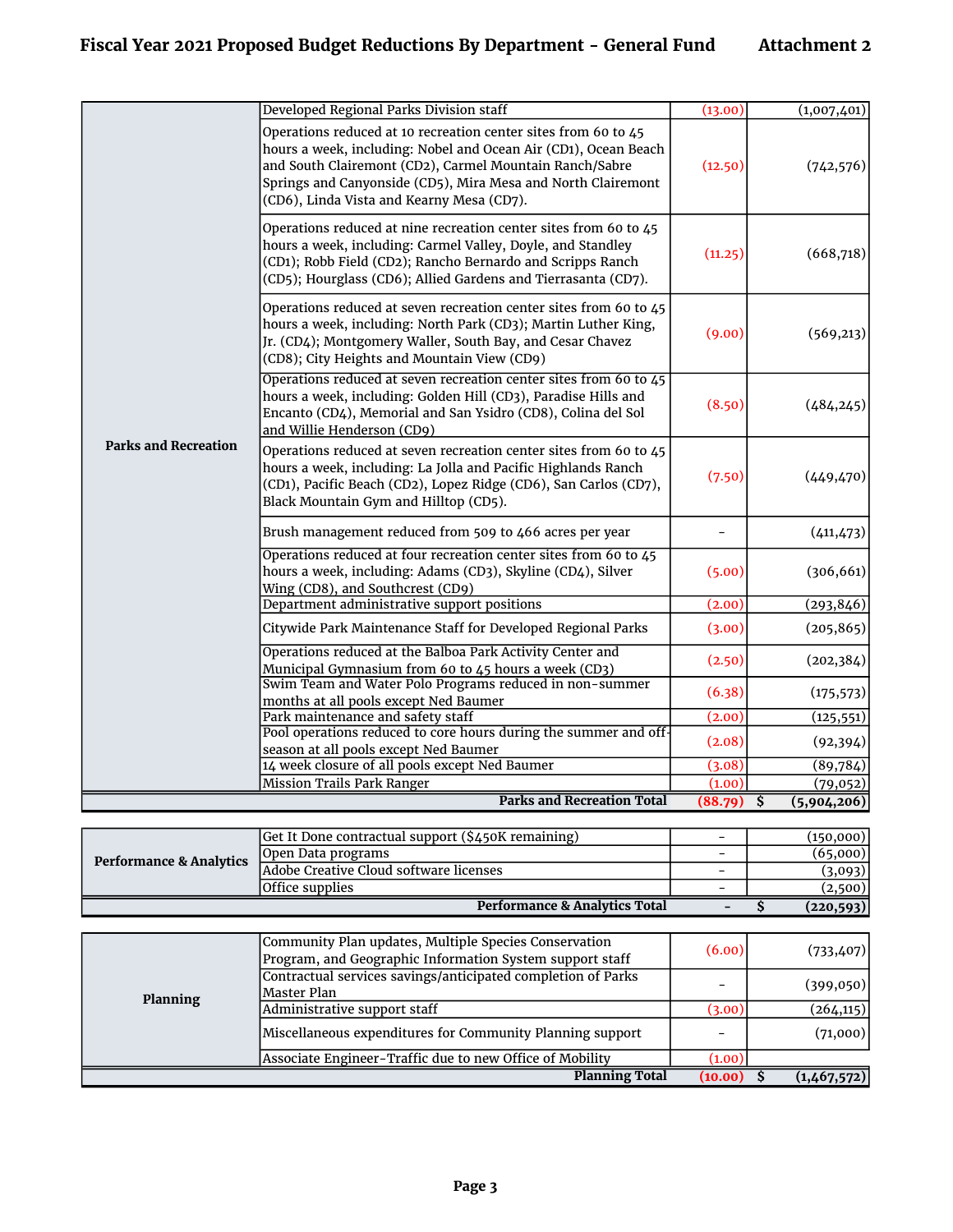# Fiscal Year 2021 Proposed Budget Reductions By Department - General Fund

**Attachment 2**

| | | | |
|---|---|---|---|
| **Parks and Recreation** | Developed Regional Parks Division staff | (13.00) | (1,007,401) |
| | Operations reduced at 10 recreation center sites from 60 to 45 hours a week, including: Nobel and Ocean Air (CD1), Ocean Beach and South Clairemont (CD2), Carmel Mountain Ranch/Sabre Springs and Canyonside (CD5), Mira Mesa and North Clairemont (CD6), Linda Vista and Kearny Mesa (CD7). | (12.50) | (742,576) |
| | Operations reduced at nine recreation center sites from 60 to 45 hours a week, including: Carmel Valley, Doyle, and Standley (CD1); Robb Field (CD2); Rancho Bernardo and Scripps Ranch (CD5); Hourglass (CD6); Allied Gardens and Tierrasanta (CD7). | (11.25) | (668,718) |
| | Operations reduced at seven recreation center sites from 60 to 45 hours a week, including: North Park (CD3); Martin Luther King, Jr. (CD4); Montgomery Waller, South Bay, and Cesar Chavez (CD8); City Heights and Mountain View (CD9) | (9.00) | (569,213) |
| | Operations reduced at seven recreation center sites from 60 to 45 hours a week, including: Golden Hill (CD3), Paradise Hills and Encanto (CD4), Memorial and San Ysidro (CD8), Colina del Sol and Willie Henderson (CD9) | (8.50) | (484,245) |
| | Operations reduced at seven recreation center sites from 60 to 45 hours a week, including: La Jolla and Pacific Highlands Ranch (CD1), Pacific Beach (CD2), Lopez Ridge (CD6), San Carlos (CD7), Black Mountain Gym and Hilltop (CD5). | (7.50) | (449,470) |
| | Brush management reduced from 509 to 466 acres per year | - | (411,473) |
| | Operations reduced at four recreation center sites from 60 to 45 hours a week, including: Adams (CD3), Skyline (CD4), Silver Wing (CD8), and Southcrest (CD9) | (5.00) | (306,661) |
| | Department administrative support positions | (2.00) | (293,846) |
| | Citywide Park Maintenance Staff for Developed Regional Parks | (3.00) | (205,865) |
| | Operations reduced at the Balboa Park Activity Center and Municipal Gymnasium from 60 to 45 hours a week (CD3) | (2.50) | (202,384) |
| | Swim Team and Water Polo Programs reduced in non-summer months at all pools except Ned Baumer | (6.38) | (175,573) |
| | Park maintenance and safety staff | (2.00) | (125,551) |
| | Pool operations reduced to core hours during the summer and off-season at all pools except Ned Baumer | (2.08) | (92,394) |
| | 14 week closure of all pools except Ned Baumer | (3.08) | (89,784) |
| | Mission Trails Park Ranger | (1.00) | (79,052) |
| | **Parks and Recreation Total** | **(88.79)** | **$ (5,904,206)** |

| | | | |
|---|---|---|---|
| **Performance & Analytics** | Get It Done contractual support ($450K remaining) | - | (150,000) |
| | Open Data programs | - | (65,000) |
| | Adobe Creative Cloud software licenses | - | (3,093) |
| | Office supplies | - | (2,500) |
| | **Performance & Analytics Total** | **-** | **$ (220,593)** |

| | | | |
|---|---|---|---|
| **Planning** | Community Plan updates, Multiple Species Conservation Program, and Geographic Information System support staff | (6.00) | (733,407) |
| | Contractual services savings/anticipated completion of Parks Master Plan | - | (399,050) |
| | Administrative support staff | (3.00) | (264,115) |
| | Miscellaneous expenditures for Community Planning support | - | (71,000) |
| | Associate Engineer-Traffic due to new Office of Mobility | (1.00) | |
| | **Planning Total** | **(10.00)** | **$ (1,467,572)** |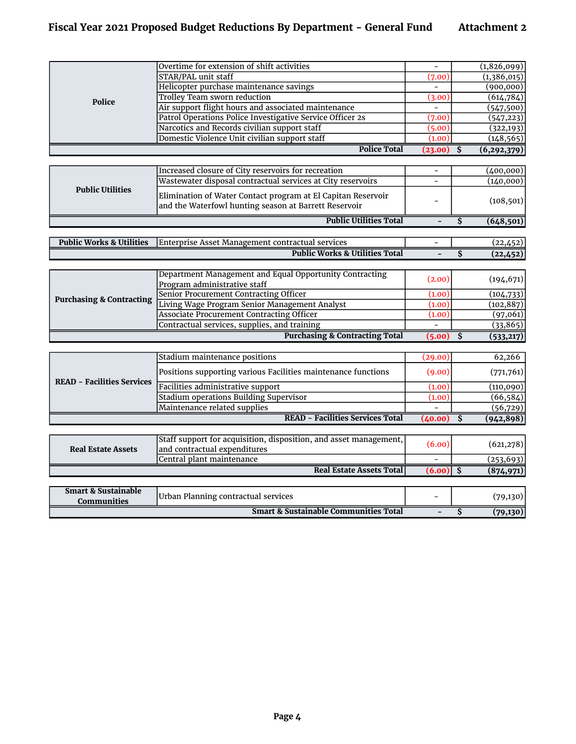# Fiscal Year 2021 Proposed Budget Reductions By Department - General Fund

**Attachment 2**

| | | | | |
|---|---|---|---|---|
| **Police** | Overtime for extension of shift activities | - | | (1,826,099) |
| | STAR/PAL unit staff | (7.00) | | (1,386,015) |
| | Helicopter purchase maintenance savings | - | | (900,000) |
| | Trolley Team sworn reduction | (3.00) | | (614,784) |
| | Air support flight hours and associated maintenance | - | | (547,500) |
| | Patrol Operations Police Investigative Service Officer 2s | (7.00) | | (547,223) |
| | Narcotics and Records civilian support staff | (5.00) | | (322,193) |
| | Domestic Violence Unit civilian support staff | (1.00) | | (148,565) |
| | **Police Total** | **(23.00)** | **$** | **(6,292,379)** |
| **Public Utilities** | Increased closure of City reservoirs for recreation | - | | (400,000) |
| | Wastewater disposal contractual services at City reservoirs | - | | (140,000) |
| | Elimination of Water Contact program at El Capitan Reservoir and the Waterfowl hunting season at Barrett Reservoir | - | | (108,501) |
| | **Public Utilities Total** | **-** | **$** | **(648,501)** |
| **Public Works & Utilities** | Enterprise Asset Management contractual services | - | | (22,452) |
| | **Public Works & Utilities Total** | **-** | **$** | **(22,452)** |
| **Purchasing & Contracting** | Department Management and Equal Opportunity Contracting Program administrative staff | (2.00) | | (194,671) |
| | Senior Procurement Contracting Officer | (1.00) | | (104,733) |
| | Living Wage Program Senior Management Analyst | (1.00) | | (102,887) |
| | Associate Procurement Contracting Officer | (1.00) | | (97,061) |
| | Contractual services, supplies, and training | - | | (33,865) |
| | **Purchasing & Contracting Total** | **(5.00)** | **$** | **(533,217)** |
| **READ - Facilities Services** | Stadium maintenance positions | (29.00) | | 62,266 |
| | Positions supporting various Facilities maintenance functions | (9.00) | | (771,761) |
| | Facilities administrative support | (1.00) | | (110,090) |
| | Stadium operations Building Supervisor | (1.00) | | (66,584) |
| | Maintenance related supplies | - | | (56,729) |
| | **READ - Facilities Services Total** | **(40.00)** | **$** | **(942,898)** |
| **Real Estate Assets** | Staff support for acquisition, disposition, and asset management, and contractual expenditures | (6.00) | | (621,278) |
| | Central plant maintenance | - | | (253,693) |
| | **Real Estate Assets Total** | **(6.00)** | **$** | **(874,971)** |
| **Smart & Sustainable Communities** | Urban Planning contractual services | - | | (79,130) |
| | **Smart & Sustainable Communities Total** | **-** | **$** | **(79,130)** |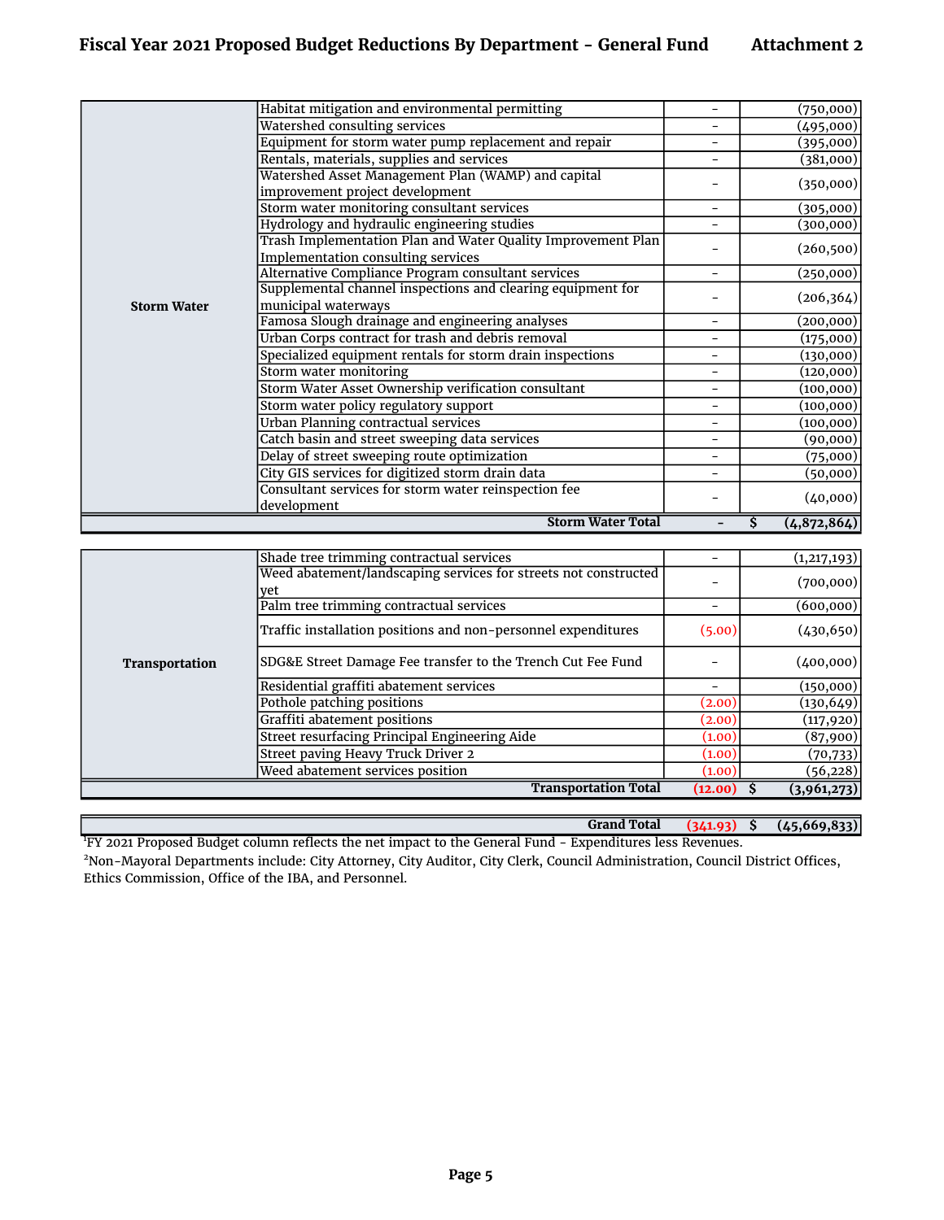# Fiscal Year 2021 Proposed Budget Reductions By Department - General Fund

Attachment 2

| | | | |
|---|---|---|---|
| Storm Water | Habitat mitigation and environmental permitting | - | (750,000) |
| | Watershed consulting services | - | (495,000) |
| | Equipment for storm water pump replacement and repair | - | (395,000) |
| | Rentals, materials, supplies and services | - | (381,000) |
| | Watershed Asset Management Plan (WAMP) and capital improvement project development | - | (350,000) |
| | Storm water monitoring consultant services | - | (305,000) |
| | Hydrology and hydraulic engineering studies | - | (300,000) |
| | Trash Implementation Plan and Water Quality Improvement Plan Implementation consulting services | - | (260,500) |
| | Alternative Compliance Program consultant services | - | (250,000) |
| | Supplemental channel inspections and clearing equipment for municipal waterways | - | (206,364) |
| | Famosa Slough drainage and engineering analyses | - | (200,000) |
| | Urban Corps contract for trash and debris removal | - | (175,000) |
| | Specialized equipment rentals for storm drain inspections | - | (130,000) |
| | Storm water monitoring | - | (120,000) |
| | Storm Water Asset Ownership verification consultant | - | (100,000) |
| | Storm water policy regulatory support | - | (100,000) |
| | Urban Planning contractual services | - | (100,000) |
| | Catch basin and street sweeping data services | - | (90,000) |
| | Delay of street sweeping route optimization | - | (75,000) |
| | City GIS services for digitized storm drain data | - | (50,000) |
| | Consultant services for storm water reinspection fee development | - | (40,000) |
| | **Storm Water Total** | **-** | **$ (4,872,864)** |

| | | | |
|---|---|---|---|
| Transportation | Shade tree trimming contractual services | - | (1,217,193) |
| | Weed abatement/landscaping services for streets not constructed yet | - | (700,000) |
| | Palm tree trimming contractual services | - | (600,000) |
| | Traffic installation positions and non-personnel expenditures | (5.00) | (430,650) |
| | SDG&E Street Damage Fee transfer to the Trench Cut Fee Fund | - | (400,000) |
| | Residential graffiti abatement services | - | (150,000) |
| | Pothole patching positions | (2.00) | (130,649) |
| | Graffiti abatement positions | (2.00) | (117,920) |
| | Street resurfacing Principal Engineering Aide | (1.00) | (87,900) |
| | Street paving Heavy Truck Driver 2 | (1.00) | (70,733) |
| | Weed abatement services position | (1.00) | (56,228) |
| | **Transportation Total** | **(12.00)** | **$ (3,961,273)** |

| | | |
|---|---|---|
| **Grand Total** | **(341.93)** | **$ (45,669,833)** |

[1] FY 2021 Proposed Budget column reflects the net impact to the General Fund - Expenditures less Revenues.

[2] Non-Mayoral Departments include: City Attorney, City Auditor, City Clerk, Council Administration, Council District Offices, Ethics Commission, Office of the IBA, and Personnel.